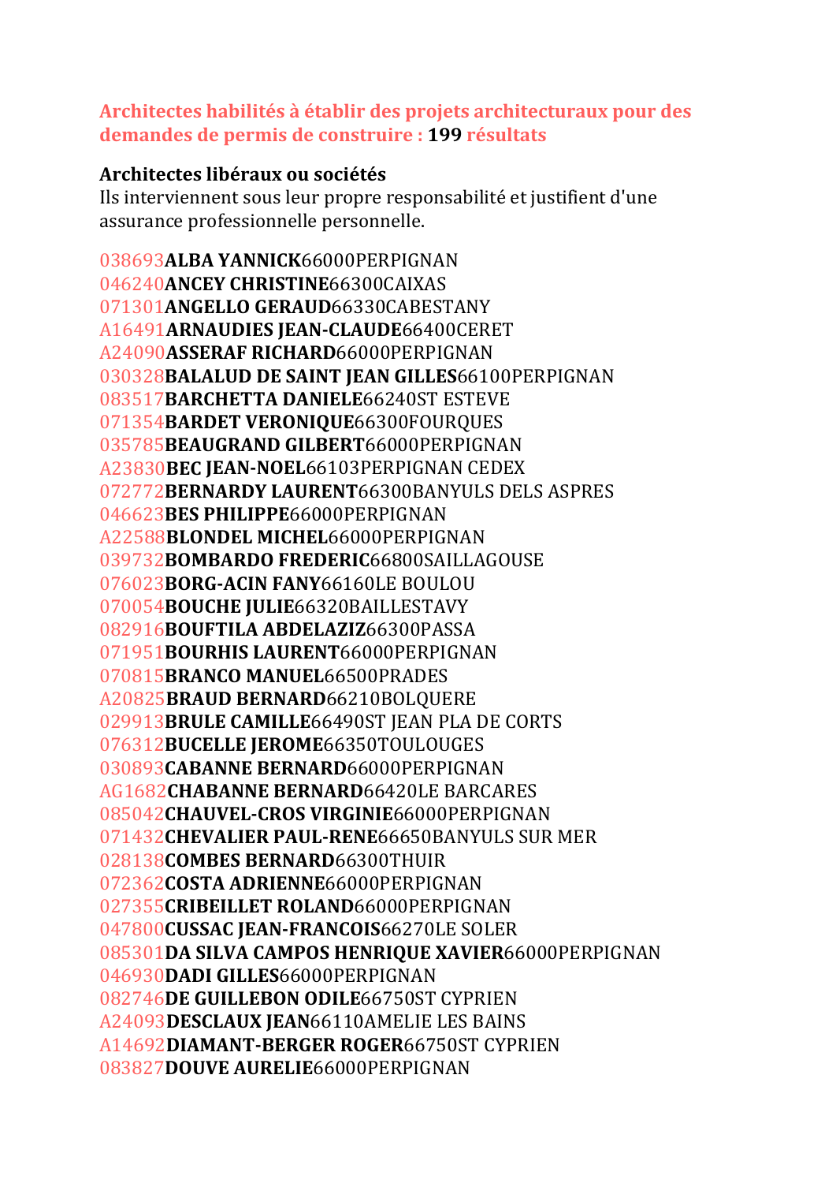**Architectes habilités à établir des projets architecturaux pour des demandes de permis de construire : 199 résultats**

**Architectes libéraux ou sociétés**

Ils interviennent sous leur propre responsabilité et justifient d'une assurance professionnelle personnelle.

038693**ALBA YANNICK**66000PERPIGNAN
046240**ANCEY CHRISTINE**66300CAIXAS
071301**ANGELLO GERAUD**66330CABESTANY
A16491**ARNAUDIES JEAN-CLAUDE**66400CERET
A24090**ASSERAF RICHARD**66000PERPIGNAN
030328**BALALUD DE SAINT JEAN GILLES**66100PERPIGNAN
083517**BARCHETTA DANIELE**66240ST ESTEVE
071354**BARDET VERONIQUE**66300FOURQUES
035785**BEAUGRAND GILBERT**66000PERPIGNAN
A23830**BEC JEAN-NOEL**66103PERPIGNAN CEDEX
072772**BERNARDY LAURENT**66300BANYULS DELS ASPRES
046623**BES PHILIPPE**66000PERPIGNAN
A22588**BLONDEL MICHEL**66000PERPIGNAN
039732**BOMBARDO FREDERIC**66800SAILLAGOUSE
076023**BORG-ACIN FANY**66160LE BOULOU
070054**BOUCHE JULIE**66320BAILLESTAVY
082916**BOUFTILA ABDELAZIZ**66300PASSA
071951**BOURHIS LAURENT**66000PERPIGNAN
070815**BRANCO MANUEL**66500PRADES
A20825**BRAUD BERNARD**66210BOLQUERE
029913**BRULE CAMILLE**66490ST JEAN PLA DE CORTS
076312**BUCELLE JEROME**66350TOULOUGES
030893**CABANNE BERNARD**66000PERPIGNAN
AG1682**CHABANNE BERNARD**66420LE BARCARES
085042**CHAUVEL-CROS VIRGINIE**66000PERPIGNAN
071432**CHEVALIER PAUL-RENE**66650BANYULS SUR MER
028138**COMBES BERNARD**66300THUIR
072362**COSTA ADRIENNE**66000PERPIGNAN
027355**CRIBEILLET ROLAND**66000PERPIGNAN
047800**CUSSAC JEAN-FRANCOIS**66270LE SOLER
085301**DA SILVA CAMPOS HENRIQUE XAVIER**66000PERPIGNAN
046930**DADI GILLES**66000PERPIGNAN
082746**DE GUILLEBON ODILE**66750ST CYPRIEN
A24093**DESCLAUX JEAN**66110AMELIE LES BAINS
A14692**DIAMANT-BERGER ROGER**66750ST CYPRIEN
083827**DOUVE AURELIE**66000PERPIGNAN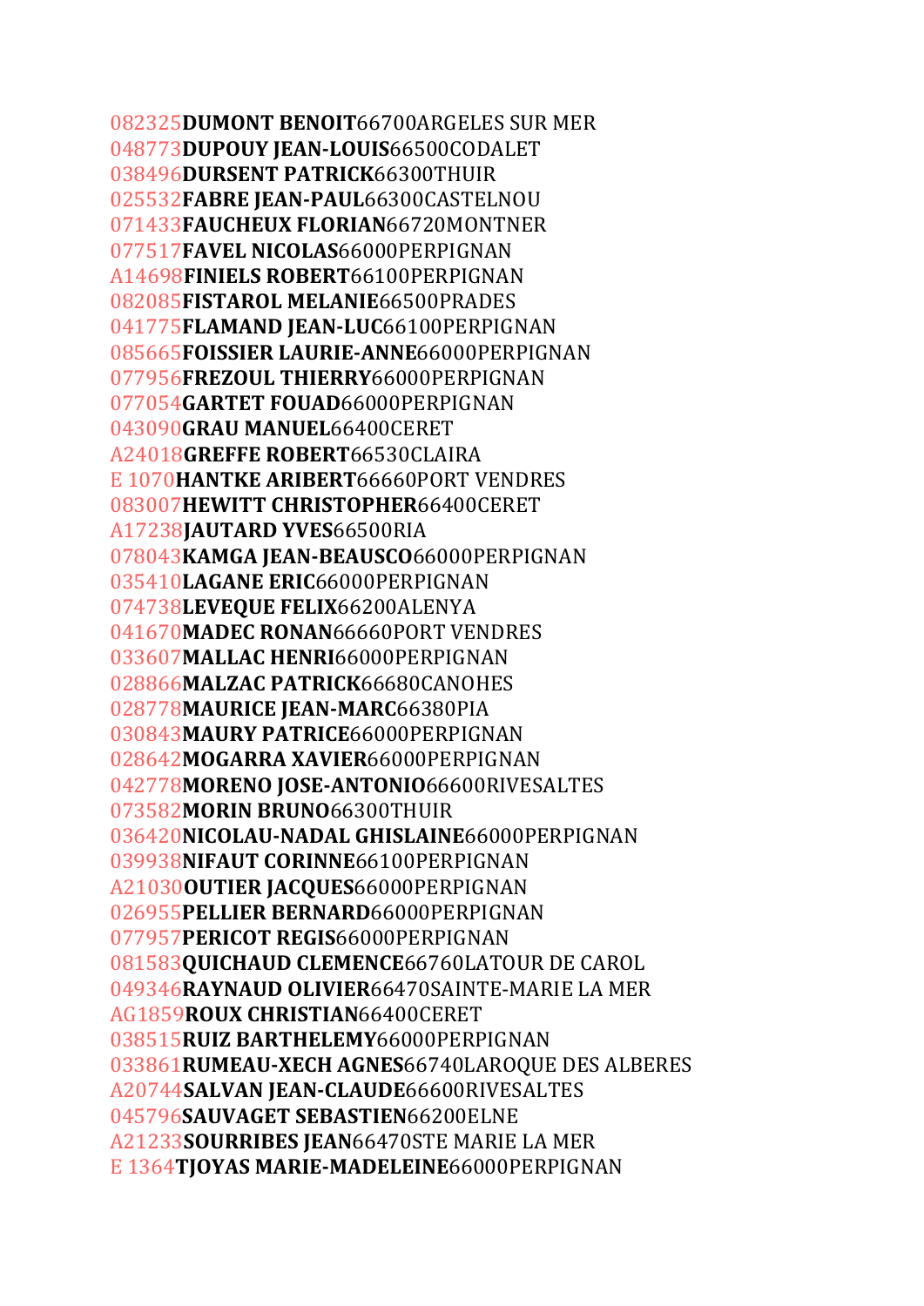082325**DUMONT BENOIT**66700ARGELES SUR MER
048773**DUPOUY JEAN-LOUIS**66500CODALET
038496**DURSENT PATRICK**66300THUIR
025532**FABRE JEAN-PAUL**66300CASTELNOU
071433**FAUCHEUX FLORIAN**66720MONTNER
077517**FAVEL NICOLAS**66000PERPIGNAN
A14698**FINIELS ROBERT**66100PERPIGNAN
082085**FISTAROL MELANIE**66500PRADES
041775**FLAMAND JEAN-LUC**66100PERPIGNAN
085665**FOISSIER LAURIE-ANNE**66000PERPIGNAN
077956**FREZOUL THIERRY**66000PERPIGNAN
077054**GARTET FOUAD**66000PERPIGNAN
043090**GRAU MANUEL**66400CERET
A24018**GREFFE ROBERT**66530CLAIRA
E 1070**HANTKE ARIBERT**66660PORT VENDRES
083007**HEWITT CHRISTOPHER**66400CERET
A17238**JAUTARD YVES**66500RIA
078043**KAMGA JEAN-BEAUSCO**66000PERPIGNAN
035410**LAGANE ERIC**66000PERPIGNAN
074738**LEVEQUE FELIX**66200ALENYA
041670**MADEC RONAN**66660PORT VENDRES
033607**MALLAC HENRI**66000PERPIGNAN
028866**MALZAC PATRICK**66680CANOHES
028778**MAURICE JEAN-MARC**66380PIA
030843**MAURY PATRICE**66000PERPIGNAN
028642**MOGARRA XAVIER**66000PERPIGNAN
042778**MORENO JOSE-ANTONIO**66600RIVESALTES
073582**MORIN BRUNO**66300THUIR
036420**NICOLAU-NADAL GHISLAINE**66000PERPIGNAN
039938**NIFAUT CORINNE**66100PERPIGNAN
A21030**OUTIER JACQUES**66000PERPIGNAN
026955**PELLIER BERNARD**66000PERPIGNAN
077957**PERICOT REGIS**66000PERPIGNAN
081583**QUICHAUD CLEMENCE**66760LATOUR DE CAROL
049346**RAYNAUD OLIVIER**66470SAINTE-MARIE LA MER
AG1859**ROUX CHRISTIAN**66400CERET
038515**RUIZ BARTHELEMY**66000PERPIGNAN
033861**RUMEAU-XECH AGNES**66740LAROQUE DES ALBERES
A20744**SALVAN JEAN-CLAUDE**66600RIVESALTES
045796**SAUVAGET SEBASTIEN**66200ELNE
A21233**SOURRIBES JEAN**66470STE MARIE LA MER
E 1364**TJOYAS MARIE-MADELEINE**66000PERPIGNAN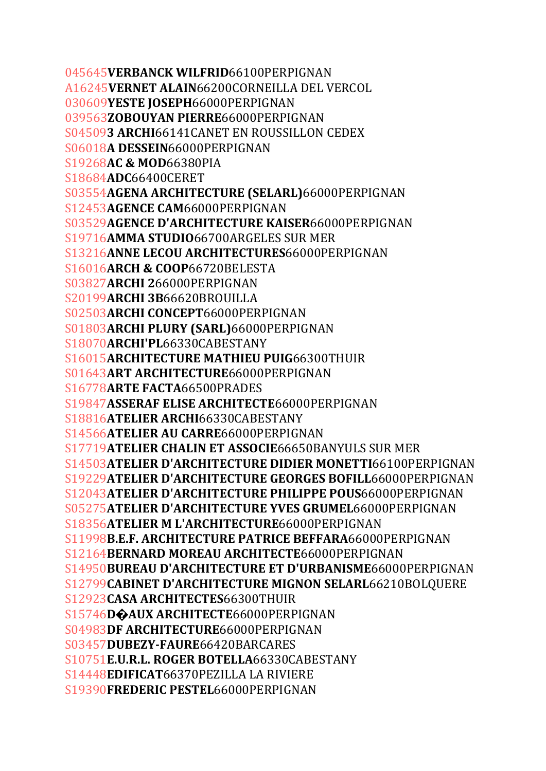045645**VERBANCK WILFRID**66100PERPIGNAN
A16245**VERNET ALAIN**66200CORNEILLA DEL VERCOL
030609**YESTE JOSEPH**66000PERPIGNAN
039563**ZOBOUYAN PIERRE**66000PERPIGNAN
S04509**3 ARCHI**66141CANET EN ROUSSILLON CEDEX
S06018**A DESSEIN**66000PERPIGNAN
S19268**AC & MOD**66380PIA
S18684**ADC**66400CERET
S03554**AGENA ARCHITECTURE (SELARL)**66000PERPIGNAN
S12453**AGENCE CAM**66000PERPIGNAN
S03529**AGENCE D'ARCHITECTURE KAISER**66000PERPIGNAN
S19716**AMMA STUDIO**66700ARGELES SUR MER
S13216**ANNE LECOU ARCHITECTURES**66000PERPIGNAN
S16016**ARCH & COOP**66720BELESTA
S03827**ARCHI 2**66000PERPIGNAN
S20199**ARCHI 3B**66620BROUILLA
S02503**ARCHI CONCEPT**66000PERPIGNAN
S01803**ARCHI PLURY (SARL)**66000PERPIGNAN
S18070**ARCHI'PL**66330CABESTANY
S16015**ARCHITECTURE MATHIEU PUIG**66300THUIR
S01643**ART ARCHITECTURE**66000PERPIGNAN
S16778**ARTE FACTA**66500PRADES
S19847**ASSERAF ELISE ARCHITECTE**66000PERPIGNAN
S18816**ATELIER ARCHI**66330CABESTANY
S14566**ATELIER AU CARRE**66000PERPIGNAN
S17719**ATELIER CHALIN ET ASSOCIE**66650BANYULS SUR MER
S14503**ATELIER D'ARCHITECTURE DIDIER MONETTI**66100PERPIGNAN
S19229**ATELIER D'ARCHITECTURE GEORGES BOFILL**66000PERPIGNAN
S12043**ATELIER D'ARCHITECTURE PHILIPPE POUS**66000PERPIGNAN
S05275**ATELIER D'ARCHITECTURE YVES GRUMEL**66000PERPIGNAN
S18356**ATELIER M L'ARCHITECTURE**66000PERPIGNAN
S11998**B.E.F. ARCHITECTURE PATRICE BEFFARA**66000PERPIGNAN
S12164**BERNARD MOREAU ARCHITECTE**66000PERPIGNAN
S14950**BUREAU D'ARCHITECTURE ET D'URBANISME**66000PERPIGNAN
S12799**CABINET D'ARCHITECTURE MIGNON SELARL**66210BOLQUERE
S12923**CASA ARCHITECTES**66300THUIR
S15746**D�AUX ARCHITECTE**66000PERPIGNAN
S04983**DF ARCHITECTURE**66000PERPIGNAN
S03457**DUBEZY-FAURE**66420BARCARES
S10751**E.U.R.L. ROGER BOTELLA**66330CABESTANY
S14448**EDIFICAT**66370PEZILLA LA RIVIERE
S19390**FREDERIC PESTEL**66000PERPIGNAN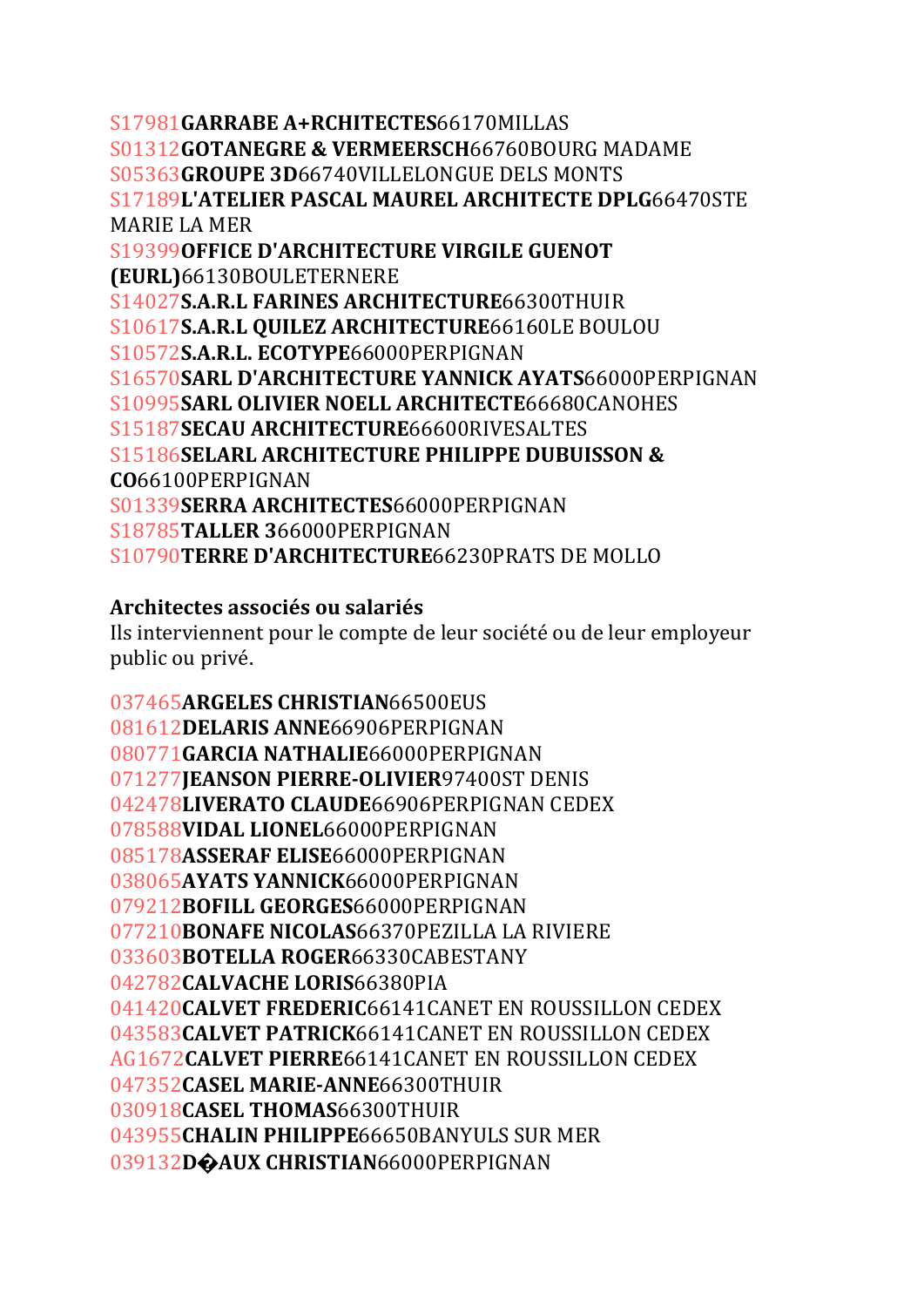S17981**GARRABE A+RCHITECTES**66170MILLAS
S01312**GOTANEGRE & VERMEERSCH**66760BOURG MADAME
S05363**GROUPE 3D**66740VILLELONGUE DELS MONTS
S17189**L'ATELIER PASCAL MAUREL ARCHITECTE DPLG**66470STE MARIE LA MER
S19399**OFFICE D'ARCHITECTURE VIRGILE GUENOT (EURL)**66130BOULETERNERE
S14027**S.A.R.L FARINES ARCHITECTURE**66300THUIR
S10617**S.A.R.L QUILEZ ARCHITECTURE**66160LE BOULOU
S10572**S.A.R.L. ECOTYPE**66000PERPIGNAN
S16570**SARL D'ARCHITECTURE YANNICK AYATS**66000PERPIGNAN
S10995**SARL OLIVIER NOELL ARCHITECTE**66680CANOHES
S15187**SECAU ARCHITECTURE**66600RIVESALTES
S15186**SELARL ARCHITECTURE PHILIPPE DUBUISSON & CO**66100PERPIGNAN
S01339**SERRA ARCHITECTES**66000PERPIGNAN
S18785**TALLER 3**66000PERPIGNAN
S10790**TERRE D'ARCHITECTURE**66230PRATS DE MOLLO

**Architectes associés ou salariés**
Ils interviennent pour le compte de leur société ou de leur employeur public ou privé.

037465**ARGELES CHRISTIAN**66500EUS
081612**DELARIS ANNE**66906PERPIGNAN
080771**GARCIA NATHALIE**66000PERPIGNAN
071277**JEANSON PIERRE-OLIVIER**97400ST DENIS
042478**LIVERATO CLAUDE**66906PERPIGNAN CEDEX
078588**VIDAL LIONEL**66000PERPIGNAN
085178**ASSERAF ELISE**66000PERPIGNAN
038065**AYATS YANNICK**66000PERPIGNAN
079212**BOFILL GEORGES**66000PERPIGNAN
077210**BONAFE NICOLAS**66370PEZILLA LA RIVIERE
033603**BOTELLA ROGER**66330CABESTANY
042782**CALVACHE LORIS**66380PIA
041420**CALVET FREDERIC**66141CANET EN ROUSSILLON CEDEX
043583**CALVET PATRICK**66141CANET EN ROUSSILLON CEDEX
AG1672**CALVET PIERRE**66141CANET EN ROUSSILLON CEDEX
047352**CASEL MARIE-ANNE**66300THUIR
030918**CASEL THOMAS**66300THUIR
043955**CHALIN PHILIPPE**66650BANYULS SUR MER
039132**D�AUX CHRISTIAN**66000PERPIGNAN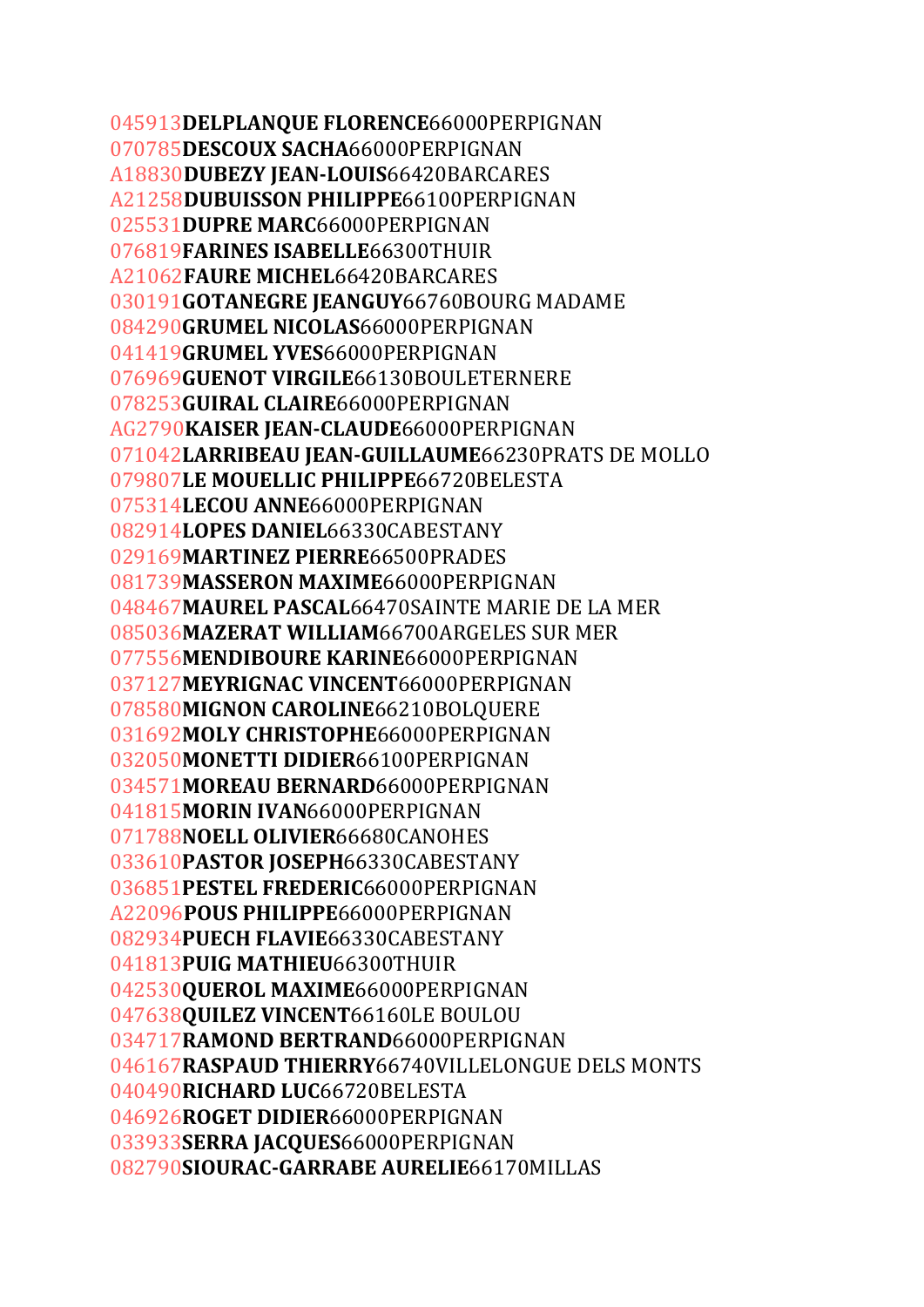045913**DELPLANQUE FLORENCE**66000PERPIGNAN
070785**DESCOUX SACHA**66000PERPIGNAN
A18830**DUBEZY JEAN-LOUIS**66420BARCARES
A21258**DUBUISSON PHILIPPE**66100PERPIGNAN
025531**DUPRE MARC**66000PERPIGNAN
076819**FARINES ISABELLE**66300THUIR
A21062**FAURE MICHEL**66420BARCARES
030191**GOTANEGRE JEANGUY**66760BOURG MADAME
084290**GRUMEL NICOLAS**66000PERPIGNAN
041419**GRUMEL YVES**66000PERPIGNAN
076969**GUENOT VIRGILE**66130BOULETERNERE
078253**GUIRAL CLAIRE**66000PERPIGNAN
AG2790**KAISER JEAN-CLAUDE**66000PERPIGNAN
071042**LARRIBEAU JEAN-GUILLAUME**66230PRATS DE MOLLO
079807**LE MOUELLIC PHILIPPE**66720BELESTA
075314**LECOU ANNE**66000PERPIGNAN
082914**LOPES DANIEL**66330CABESTANY
029169**MARTINEZ PIERRE**66500PRADES
081739**MASSERON MAXIME**66000PERPIGNAN
048467**MAUREL PASCAL**66470SAINTE MARIE DE LA MER
085036**MAZERAT WILLIAM**66700ARGELES SUR MER
077556**MENDIBOURE KARINE**66000PERPIGNAN
037127**MEYRIGNAC VINCENT**66000PERPIGNAN
078580**MIGNON CAROLINE**66210BOLQUERE
031692**MOLY CHRISTOPHE**66000PERPIGNAN
032050**MONETTI DIDIER**66100PERPIGNAN
034571**MOREAU BERNARD**66000PERPIGNAN
041815**MORIN IVAN**66000PERPIGNAN
071788**NOELL OLIVIER**66680CANOHES
033610**PASTOR JOSEPH**66330CABESTANY
036851**PESTEL FREDERIC**66000PERPIGNAN
A22096**POUS PHILIPPE**66000PERPIGNAN
082934**PUECH FLAVIE**66330CABESTANY
041813**PUIG MATHIEU**66300THUIR
042530**QUEROL MAXIME**66000PERPIGNAN
047638**QUILEZ VINCENT**66160LE BOULOU
034717**RAMOND BERTRAND**66000PERPIGNAN
046167**RASPAUD THIERRY**66740VILLELONGUE DELS MONTS
040490**RICHARD LUC**66720BELESTA
046926**ROGET DIDIER**66000PERPIGNAN
033933**SERRA JACQUES**66000PERPIGNAN
082790**SIOURAC-GARRABE AURELIE**66170MILLAS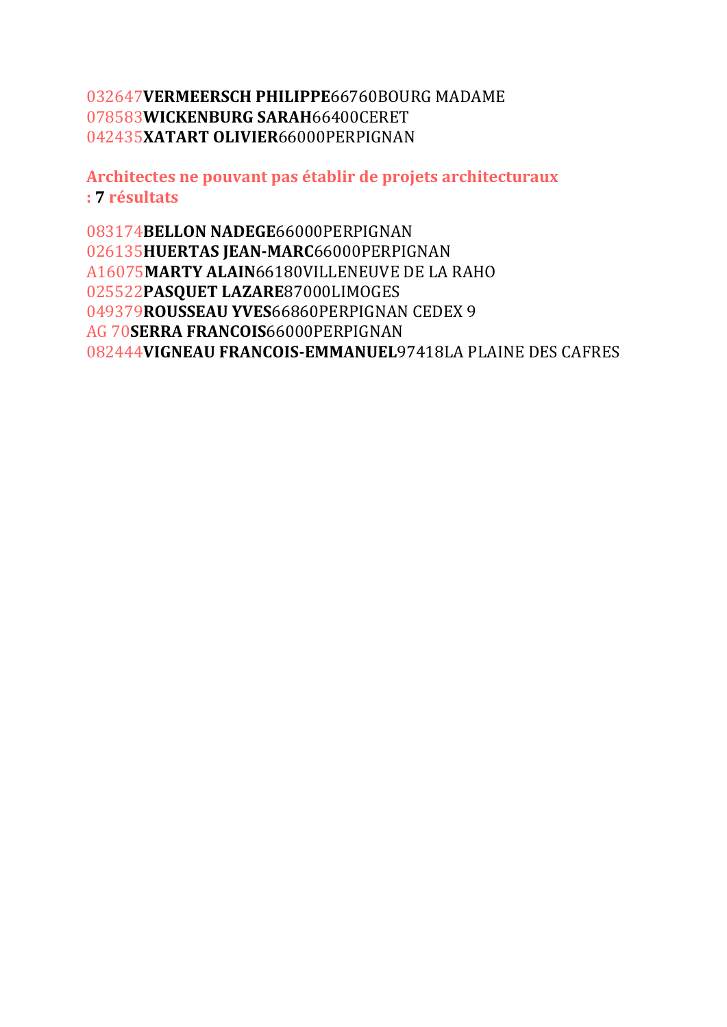032647**VERMEERSCH PHILIPPE**66760BOURG MADAME
078583**WICKENBURG SARAH**66400CERET
042435**XATART OLIVIER**66000PERPIGNAN

**Architectes ne pouvant pas établir de projets architecturaux : 7 résultats**

083174**BELLON NADEGE**66000PERPIGNAN
026135**HUERTAS JEAN-MARC**66000PERPIGNAN
A16075**MARTY ALAIN**66180VILLENEUVE DE LA RAHO
025522**PASQUET LAZARE**87000LIMOGES
049379**ROUSSEAU YVES**66860PERPIGNAN CEDEX 9
AG 70**SERRA FRANCOIS**66000PERPIGNAN
082444**VIGNEAU FRANCOIS-EMMANUEL**97418LA PLAINE DES CAFRES